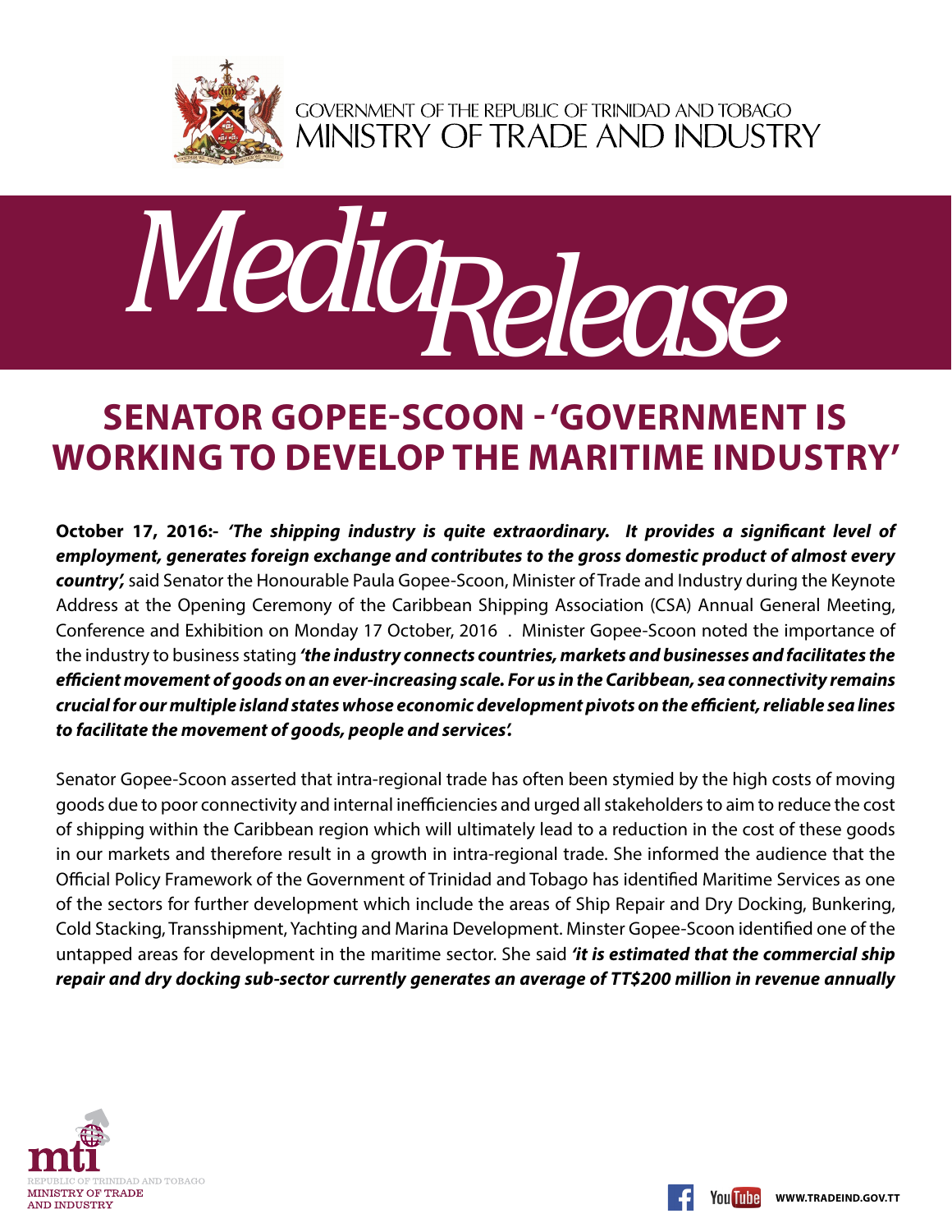GOVERNMENT OF THE REPUBLIC OF TRINIDAD AND TOBAGO
MINISTRY OF TRADE AND INDUSTRY

# Media Release

## SENATOR GOPEE-SCOON - 'GOVERNMENT IS WORKING TO DEVELOP THE MARITIME INDUSTRY'

**October 17, 2016:-** ***'The shipping industry is quite extraordinary. It provides a significant level of employment, generates foreign exchange and contributes to the gross domestic product of almost every country',*** said Senator the Honourable Paula Gopee-Scoon, Minister of Trade and Industry during the Keynote Address at the Opening Ceremony of the Caribbean Shipping Association (CSA) Annual General Meeting, Conference and Exhibition on Monday 17 October, 2016 . Minister Gopee-Scoon noted the importance of the industry to business stating ***'the industry connects countries, markets and businesses and facilitates the efficient movement of goods on an ever-increasing scale. For us in the Caribbean, sea connectivity remains crucial for our multiple island states whose economic development pivots on the efficient, reliable sea lines to facilitate the movement of goods, people and services'.***

Senator Gopee-Scoon asserted that intra-regional trade has often been stymied by the high costs of moving goods due to poor connectivity and internal inefficiencies and urged all stakeholders to aim to reduce the cost of shipping within the Caribbean region which will ultimately lead to a reduction in the cost of these goods in our markets and therefore result in a growth in intra-regional trade. She informed the audience that the Official Policy Framework of the Government of Trinidad and Tobago has identified Maritime Services as one of the sectors for further development which include the areas of Ship Repair and Dry Docking, Bunkering, Cold Stacking, Transshipment, Yachting and Marina Development. Minster Gopee-Scoon identified one of the untapped areas for development in the maritime sector. She said ***'it is estimated that the commercial ship repair and dry docking sub-sector currently generates an average of TT$200 million in revenue annually***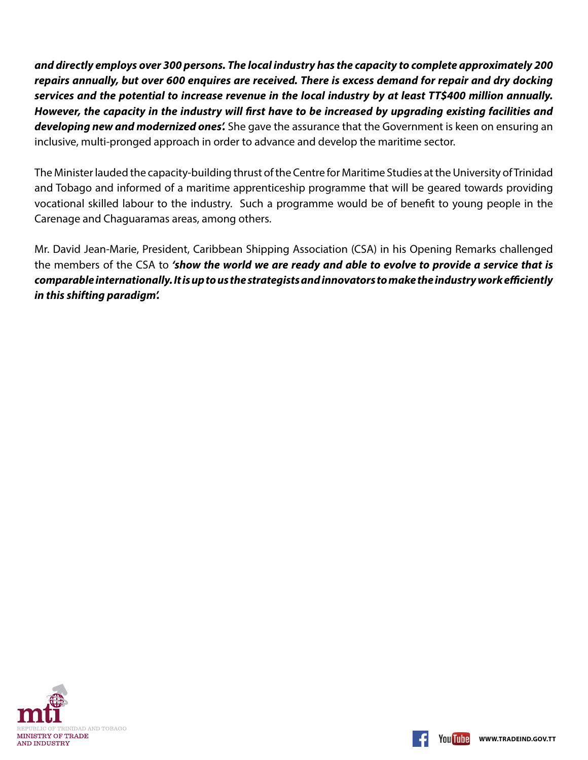***and directly employs over 300 persons. The local industry has the capacity to complete approximately 200 repairs annually, but over 600 enquires are received. There is excess demand for repair and dry docking services and the potential to increase revenue in the local industry by at least TT$400 million annually. However, the capacity in the industry will first have to be increased by upgrading existing facilities and developing new and modernized ones'.*** She gave the assurance that the Government is keen on ensuring an inclusive, multi-pronged approach in order to advance and develop the maritime sector.

The Minister lauded the capacity-building thrust of the Centre for Maritime Studies at the University of Trinidad and Tobago and informed of a maritime apprenticeship programme that will be geared towards providing vocational skilled labour to the industry. Such a programme would be of benefit to young people in the Carenage and Chaguaramas areas, among others.

Mr. David Jean-Marie, President, Caribbean Shipping Association (CSA) in his Opening Remarks challenged the members of the CSA to ***'show the world we are ready and able to evolve to provide a service that is comparable internationally. It is up to us the strategists and innovators to make the industry work efficiently in this shifting paradigm'.***